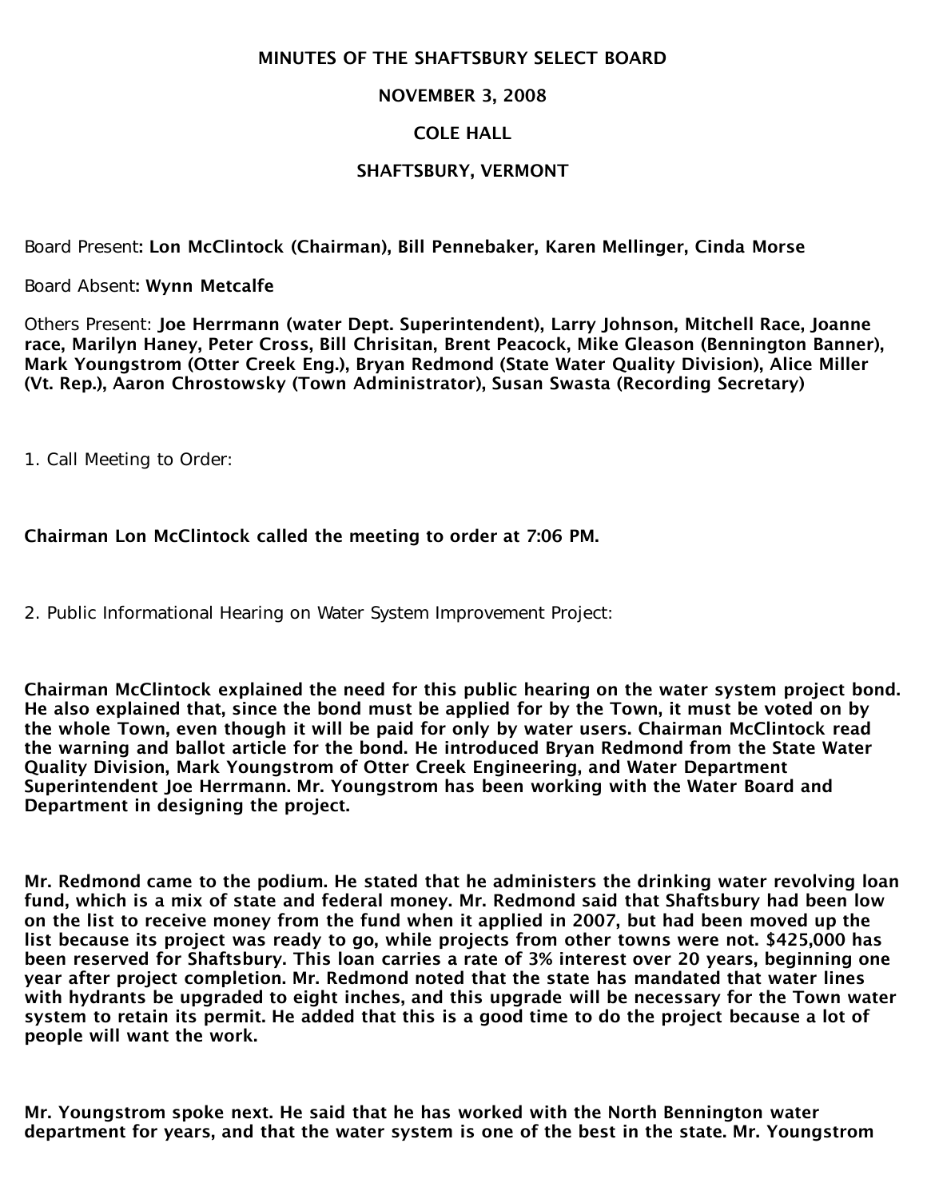**MINUTES OF THE SHAFTSBURY SELECT BOARD**

**NOVEMBER 3, 2008**

**COLE HALL**

**SHAFTSBURY, VERMONT**

Board Present**: Lon McClintock (Chairman), Bill Pennebaker, Karen Mellinger, Cinda Morse**

Board Absent**: Wynn Metcalfe**

Others Present: **Joe Herrmann (water Dept. Superintendent), Larry Johnson, Mitchell Race, Joanne race, Marilyn Haney, Peter Cross, Bill Chrisitan, Brent Peacock, Mike Gleason (Bennington Banner), Mark Youngstrom (Otter Creek Eng.), Bryan Redmond (State Water Quality Division), Alice Miller (Vt. Rep.), Aaron Chrostowsky (Town Administrator), Susan Swasta (Recording Secretary)**

1. Call Meeting to Order:

**Chairman Lon McClintock called the meeting to order at 7:06 PM.**

2. Public Informational Hearing on Water System Improvement Project:

**Chairman McClintock explained the need for this public hearing on the water system project bond. He also explained that, since the bond must be applied for by the Town, it must be voted on by the whole Town, even though it will be paid for only by water users. Chairman McClintock read the warning and ballot article for the bond. He introduced Bryan Redmond from the State Water Quality Division, Mark Youngstrom of Otter Creek Engineering, and Water Department Superintendent Joe Herrmann. Mr. Youngstrom has been working with the Water Board and Department in designing the project.**

**Mr. Redmond came to the podium. He stated that he administers the drinking water revolving loan fund, which is a mix of state and federal money. Mr. Redmond said that Shaftsbury had been low on the list to receive money from the fund when it applied in 2007, but had been moved up the list because its project was ready to go, while projects from other towns were not. $425,000 has been reserved for Shaftsbury. This loan carries a rate of 3% interest over 20 years, beginning one year after project completion. Mr. Redmond noted that the state has mandated that water lines with hydrants be upgraded to eight inches, and this upgrade will be necessary for the Town water system to retain its permit. He added that this is a good time to do the project because a lot of people will want the work.**

**Mr. Youngstrom spoke next. He said that he has worked with the North Bennington water department for years, and that the water system is one of the best in the state. Mr. Youngstrom**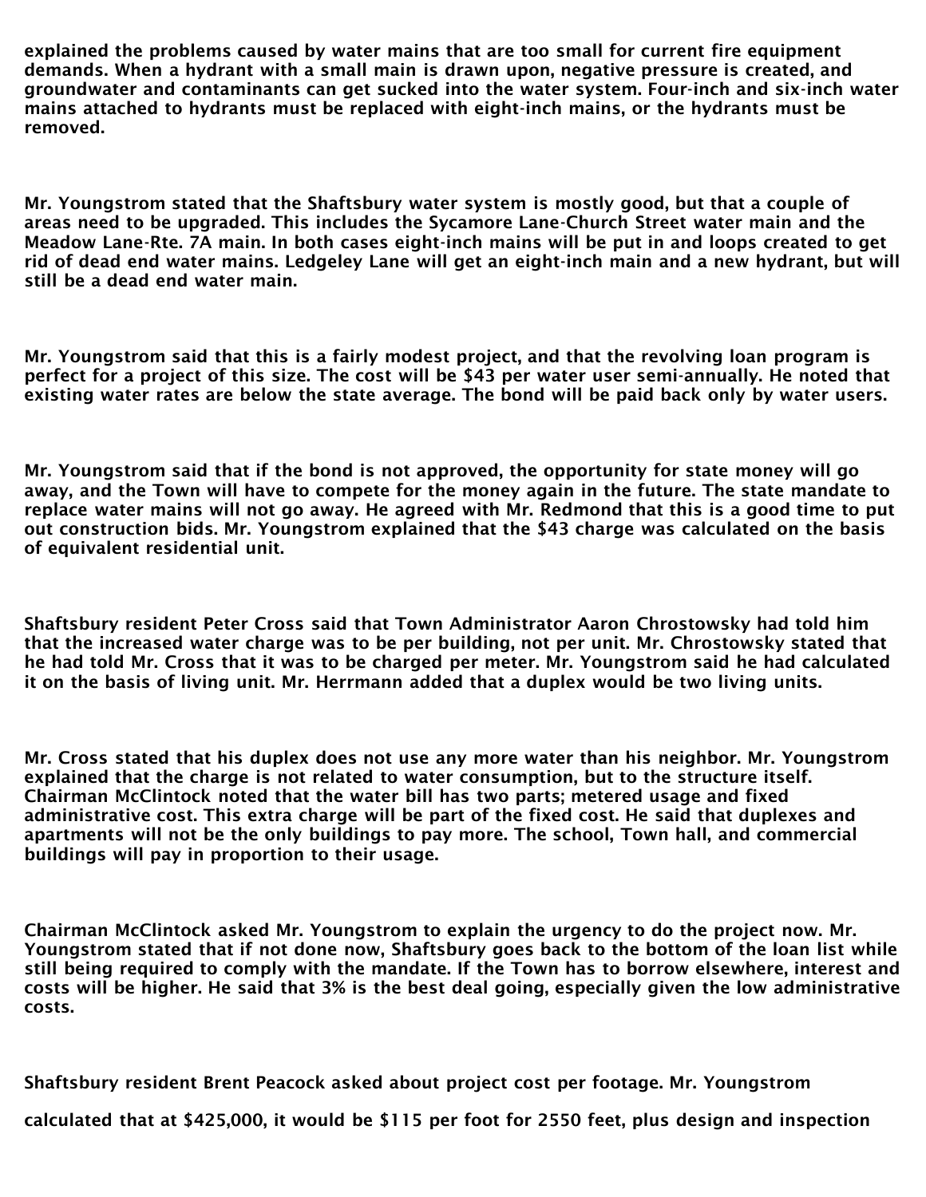explained the problems caused by water mains that are too small for current fire equipment demands. When a hydrant with a small main is drawn upon, negative pressure is created, and groundwater and contaminants can get sucked into the water system. Four-inch and six-inch water mains attached to hydrants must be replaced with eight-inch mains, or the hydrants must be removed.

Mr. Youngstrom stated that the Shaftsbury water system is mostly good, but that a couple of areas need to be upgraded. This includes the Sycamore Lane-Church Street water main and the Meadow Lane-Rte. 7A main. In both cases eight-inch mains will be put in and loops created to get rid of dead end water mains. Ledgeley Lane will get an eight-inch main and a new hydrant, but will still be a dead end water main.

Mr. Youngstrom said that this is a fairly modest project, and that the revolving loan program is perfect for a project of this size. The cost will be $43 per water user semi-annually. He noted that existing water rates are below the state average. The bond will be paid back only by water users.

Mr. Youngstrom said that if the bond is not approved, the opportunity for state money will go away, and the Town will have to compete for the money again in the future. The state mandate to replace water mains will not go away. He agreed with Mr. Redmond that this is a good time to put out construction bids. Mr. Youngstrom explained that the $43 charge was calculated on the basis of equivalent residential unit.

Shaftsbury resident Peter Cross said that Town Administrator Aaron Chrostowsky had told him that the increased water charge was to be per building, not per unit. Mr. Chrostowsky stated that he had told Mr. Cross that it was to be charged per meter. Mr. Youngstrom said he had calculated it on the basis of living unit. Mr. Herrmann added that a duplex would be two living units.

Mr. Cross stated that his duplex does not use any more water than his neighbor. Mr. Youngstrom explained that the charge is not related to water consumption, but to the structure itself. Chairman McClintock noted that the water bill has two parts; metered usage and fixed administrative cost. This extra charge will be part of the fixed cost. He said that duplexes and apartments will not be the only buildings to pay more. The school, Town hall, and commercial buildings will pay in proportion to their usage.

Chairman McClintock asked Mr. Youngstrom to explain the urgency to do the project now. Mr. Youngstrom stated that if not done now, Shaftsbury goes back to the bottom of the loan list while still being required to comply with the mandate. If the Town has to borrow elsewhere, interest and costs will be higher. He said that 3% is the best deal going, especially given the low administrative costs.

Shaftsbury resident Brent Peacock asked about project cost per footage. Mr. Youngstrom

calculated that at $425,000, it would be $115 per foot for 2550 feet, plus design and inspection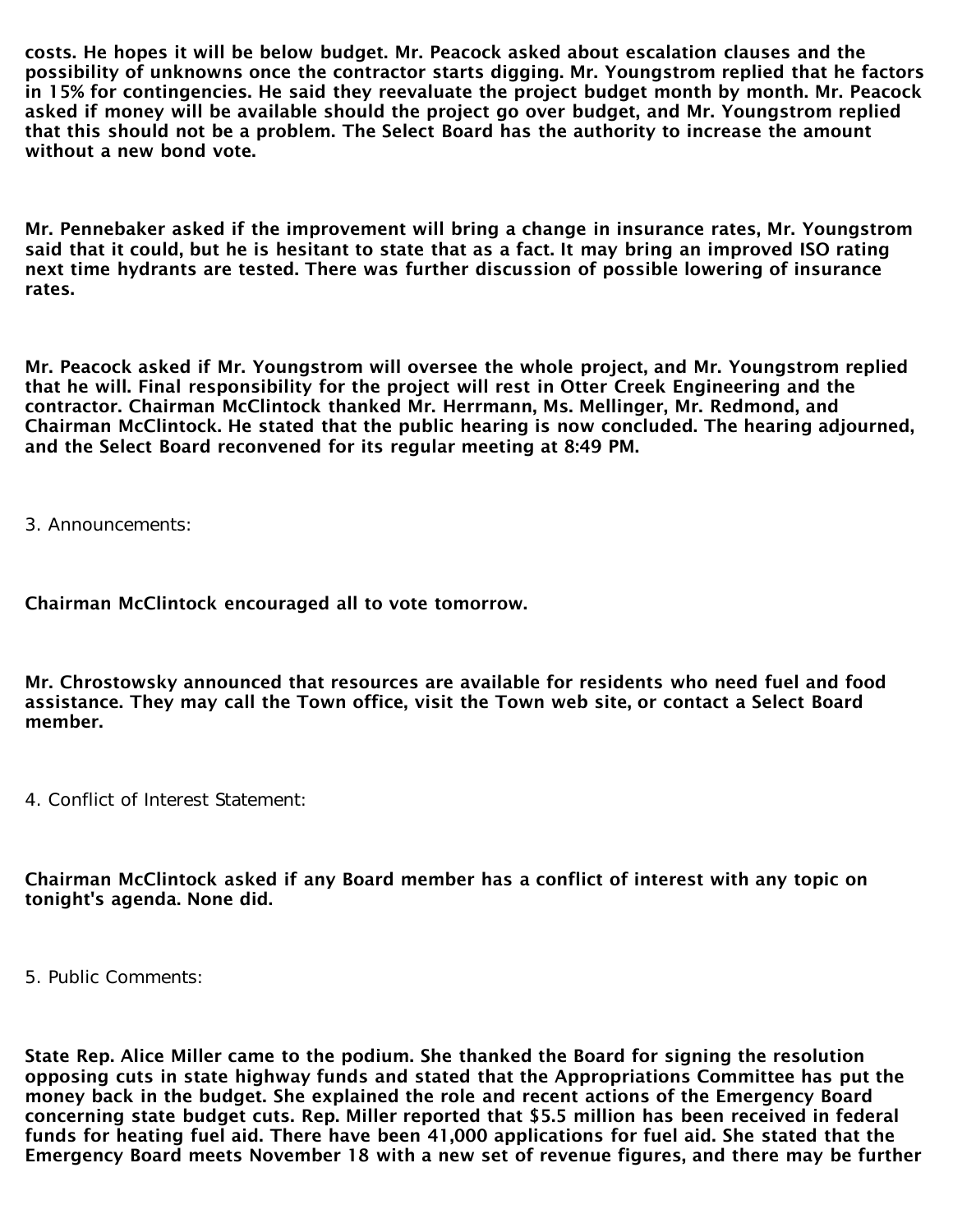**costs. He hopes it will be below budget. Mr. Peacock asked about escalation clauses and the possibility of unknowns once the contractor starts digging. Mr. Youngstrom replied that he factors in 15% for contingencies. He said they reevaluate the project budget month by month. Mr. Peacock asked if money will be available should the project go over budget, and Mr. Youngstrom replied that this should not be a problem. The Select Board has the authority to increase the amount without a new bond vote.**

**Mr. Pennebaker asked if the improvement will bring a change in insurance rates, Mr. Youngstrom said that it could, but he is hesitant to state that as a fact. It may bring an improved ISO rating next time hydrants are tested. There was further discussion of possible lowering of insurance rates.**

**Mr. Peacock asked if Mr. Youngstrom will oversee the whole project, and Mr. Youngstrom replied that he will. Final responsibility for the project will rest in Otter Creek Engineering and the contractor. Chairman McClintock thanked Mr. Herrmann, Ms. Mellinger, Mr. Redmond, and Chairman McClintock. He stated that the public hearing is now concluded. The hearing adjourned, and the Select Board reconvened for its regular meeting at 8:49 PM.**

3. Announcements:

**Chairman McClintock encouraged all to vote tomorrow.**

**Mr. Chrostowsky announced that resources are available for residents who need fuel and food assistance. They may call the Town office, visit the Town web site, or contact a Select Board member.**

4. Conflict of Interest Statement:

**Chairman McClintock asked if any Board member has a conflict of interest with any topic on tonight's agenda. None did.**

5. Public Comments:

**State Rep. Alice Miller came to the podium. She thanked the Board for signing the resolution opposing cuts in state highway funds and stated that the Appropriations Committee has put the money back in the budget. She explained the role and recent actions of the Emergency Board concerning state budget cuts. Rep. Miller reported that $5.5 million has been received in federal funds for heating fuel aid. There have been 41,000 applications for fuel aid. She stated that the Emergency Board meets November 18 with a new set of revenue figures, and there may be further**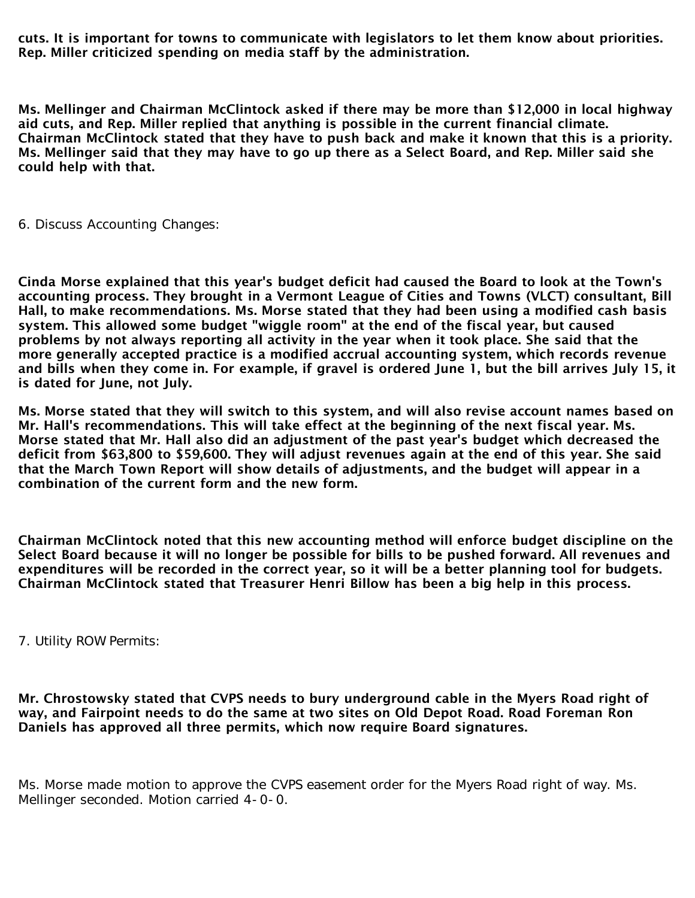**cuts. It is important for towns to communicate with legislators to let them know about priorities. Rep. Miller criticized spending on media staff by the administration.**

**Ms. Mellinger and Chairman McClintock asked if there may be more than $12,000 in local highway aid cuts, and Rep. Miller replied that anything is possible in the current financial climate. Chairman McClintock stated that they have to push back and make it known that this is a priority. Ms. Mellinger said that they may have to go up there as a Select Board, and Rep. Miller said she could help with that.**

6. Discuss Accounting Changes:

**Cinda Morse explained that this year's budget deficit had caused the Board to look at the Town's accounting process. They brought in a Vermont League of Cities and Towns (VLCT) consultant, Bill Hall, to make recommendations. Ms. Morse stated that they had been using a modified cash basis system. This allowed some budget "wiggle room" at the end of the fiscal year, but caused problems by not always reporting all activity in the year when it took place. She said that the more generally accepted practice is a modified accrual accounting system, which records revenue and bills when they come in. For example, if gravel is ordered June 1, but the bill arrives July 15, it is dated for June, not July.**

**Ms. Morse stated that they will switch to this system, and will also revise account names based on Mr. Hall's recommendations. This will take effect at the beginning of the next fiscal year. Ms. Morse stated that Mr. Hall also did an adjustment of the past year's budget which decreased the deficit from $63,800 to $59,600. They will adjust revenues again at the end of this year. She said that the March Town Report will show details of adjustments, and the budget will appear in a combination of the current form and the new form.**

**Chairman McClintock noted that this new accounting method will enforce budget discipline on the Select Board because it will no longer be possible for bills to be pushed forward. All revenues and expenditures will be recorded in the correct year, so it will be a better planning tool for budgets. Chairman McClintock stated that Treasurer Henri Billow has been a big help in this process.**

7. Utility ROW Permits:

**Mr. Chrostowsky stated that CVPS needs to bury underground cable in the Myers Road right of way, and Fairpoint needs to do the same at two sites on Old Depot Road. Road Foreman Ron Daniels has approved all three permits, which now require Board signatures.**

Ms. Morse made motion to approve the CVPS easement order for the Myers Road right of way. Ms. Mellinger seconded. Motion carried 4-0-0.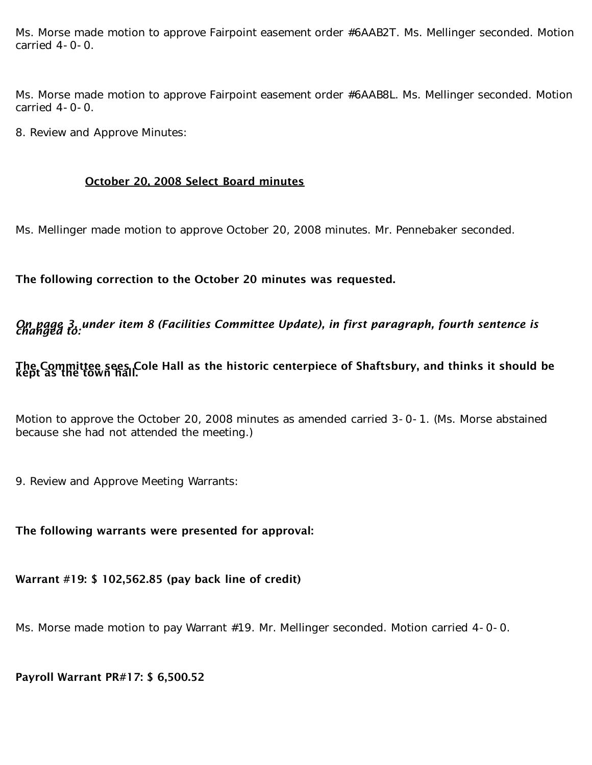Ms. Morse made motion to approve Fairpoint easement order #6AAB2T. Ms. Mellinger seconded. Motion carried 4-0-0.

Ms. Morse made motion to approve Fairpoint easement order #6AAB8L. Ms. Mellinger seconded. Motion carried 4-0-0.

8. Review and Approve Minutes:

**<u>October 20, 2008 Select Board minutes</u>**

Ms. Mellinger made motion to approve October 20, 2008 minutes. Mr. Pennebaker seconded.

**The following correction to the October 20 minutes was requested.**

***On page 3, under item 8 (Facilities Committee Update), in first paragraph, fourth sentence is changed to:***

**The Committee sees Cole Hall as the historic centerpiece of Shaftsbury, and thinks it should be kept as the town hall.**

Motion to approve the October 20, 2008 minutes as amended carried 3-0-1. (Ms. Morse abstained because she had not attended the meeting.)

9. Review and Approve Meeting Warrants:

**The following warrants were presented for approval:**

**Warrant #19: $ 102,562.85 (pay back line of credit)**

Ms. Morse made motion to pay Warrant #19. Mr. Mellinger seconded. Motion carried 4-0-0.

**Payroll Warrant PR#17: $ 6,500.52**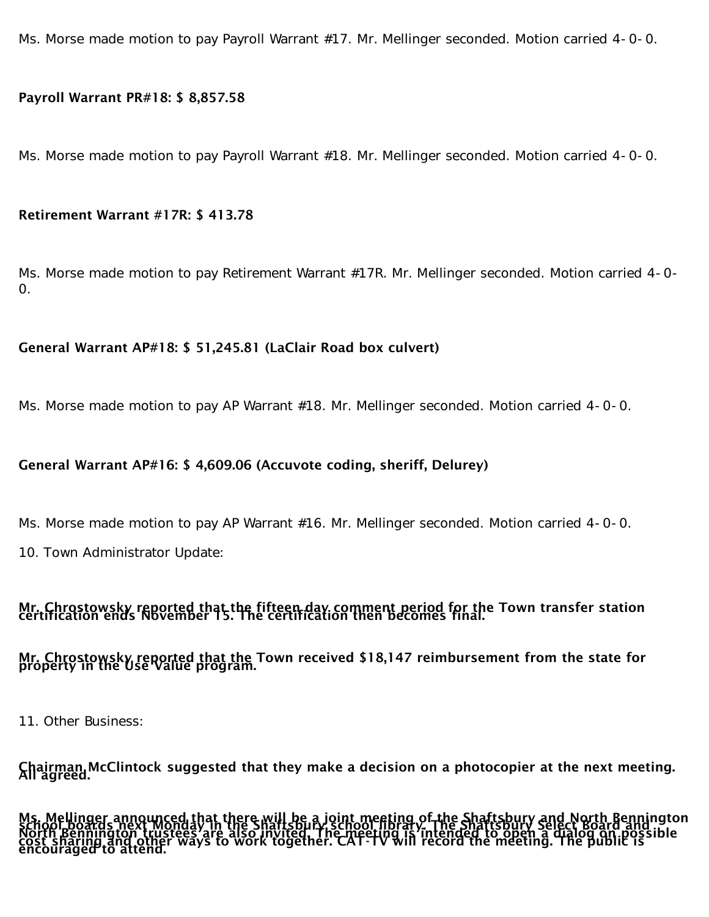Ms. Morse made motion to pay Payroll Warrant #17. Mr. Mellinger seconded. Motion carried 4-0-0.

**Payroll Warrant PR#18: $ 8,857.58**

Ms. Morse made motion to pay Payroll Warrant #18. Mr. Mellinger seconded. Motion carried 4-0-0.

**Retirement Warrant #17R: $ 413.78**

Ms. Morse made motion to pay Retirement Warrant #17R. Mr. Mellinger seconded. Motion carried 4-0-0.

**General Warrant AP#18: $ 51,245.81 (LaClair Road box culvert)**

Ms. Morse made motion to pay AP Warrant #18. Mr. Mellinger seconded. Motion carried 4-0-0.

**General Warrant AP#16: $ 4,609.06 (Accuvote coding, sheriff, Delurey)**

Ms. Morse made motion to pay AP Warrant #16. Mr. Mellinger seconded. Motion carried 4-0-0.

10. Town Administrator Update:

**Mr. Chrostowsky reported that the fifteen day comment period for the Town transfer station certification ends November 15. The certification then becomes final.**

**Mr. Chrostowsky reported that the Town received $18,147 reimbursement from the state for property in the Use Value program.**

11. Other Business:

**Chairman McClintock suggested that they make a decision on a photocopier at the next meeting. All agreed.**

**Ms. Mellinger announced that there will be a joint meeting of the Shaftsbury and North Bennington school boards next Monday in the Shaftsbury school library. The Shaftsbury Select Board and North Bennington trustees are also invited. The meeting is intended to open a dialog on possible cost sharing and other ways to work together. CAT-TV will record the meeting. The public is encouraged to attend.**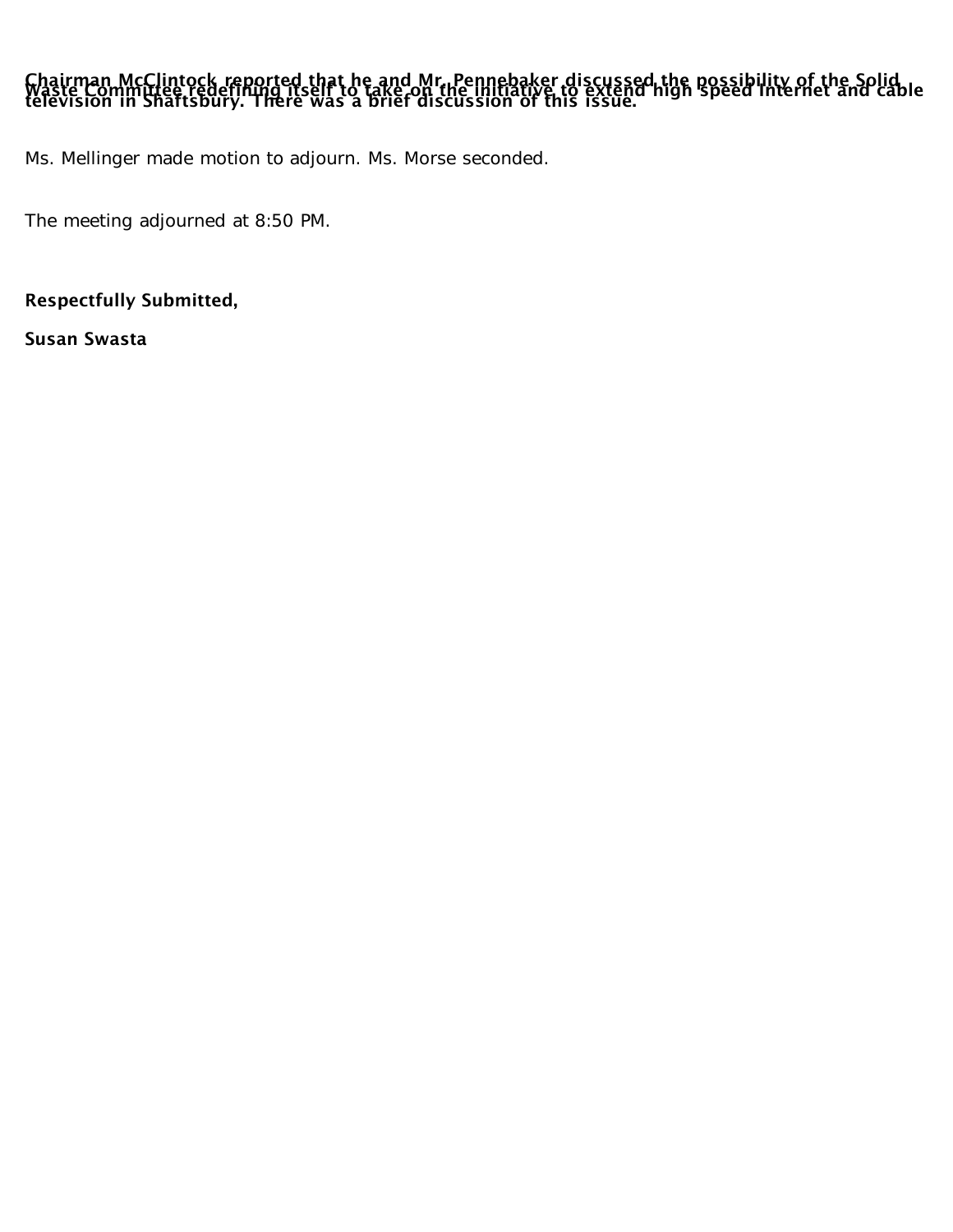**Chairman McClintock reported that he and Mr. Pennebaker discussed the possibility of the Solid Waste Committee redefining itself to take on the initiative to extend high speed Internet and cable television in Shaftsbury. There was a brief discussion of this issue.**

Ms. Mellinger made motion to adjourn. Ms. Morse seconded.

The meeting adjourned at 8:50 PM.

**Respectfully Submitted,**

**Susan Swasta**